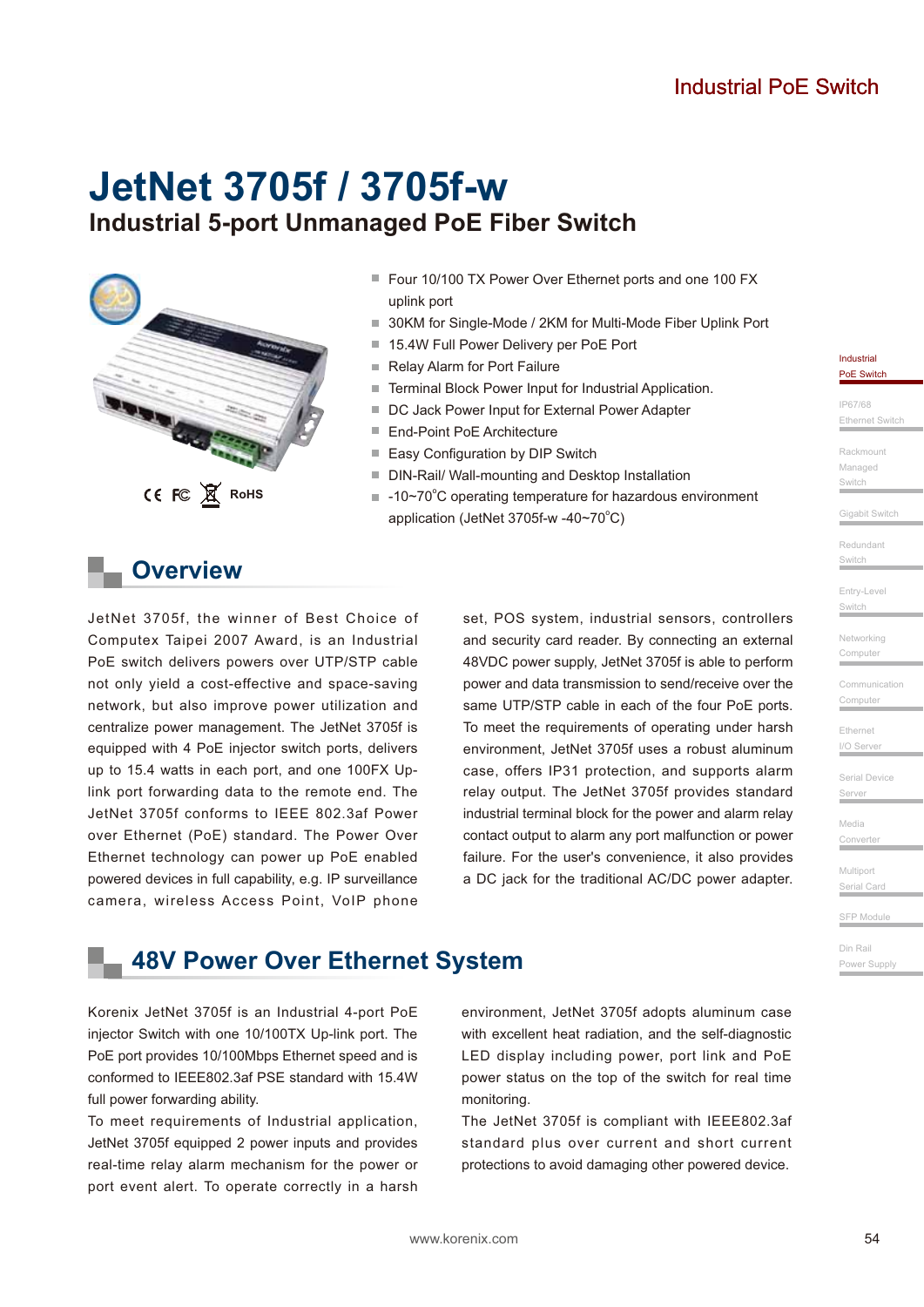# JetNet 3705f / 3705f-w

## Industrial 5-port Unmanaged PoE Fiber Switch

- Four 10/100 TX Power Over Ethernet ports and one 100 FX uplink port
- 30KM for Single-Mode / 2KM for Multi-Mode Fiber Uplink Port
- 15.4W Full Power Delivery per PoE Port
- Relay Alarm for Port Failure
- Terminal Block Power Input for Industrial Application.
- DC Jack Power Input for External Power Adapter
- End-Point PoE Architecture
- Easy Configuration by DIP Switch
- DIN-Rail/ Wall-mounting and Desktop Installation
- -10~70°C operating temperature for hazardous environment application (JetNet 3705f-w -40~70°C)

## Overview

JetNet 3705f, the winner of Best Choice of Computex Taipei 2007 Award, is an Industrial PoE switch delivers powers over UTP/STP cable not only yield a cost-effective and space-saving network, but also improve power utilization and centralize power management. The JetNet 3705f is equipped with 4 PoE injector switch ports, delivers up to 15.4 watts in each port, and one 100FX Up-link port forwarding data to the remote end. The JetNet 3705f conforms to IEEE 802.3af Power over Ethernet (PoE) standard. The Power Over Ethernet technology can power up PoE enabled powered devices in full capability, e.g. IP surveillance camera, wireless Access Point, VoIP phone set, POS system, industrial sensors, controllers and security card reader. By connecting an external 48VDC power supply, JetNet 3705f is able to perform power and data transmission to send/receive over the same UTP/STP cable in each of the four PoE ports. To meet the requirements of operating under harsh environment, JetNet 3705f uses a robust aluminum case, offers IP31 protection, and supports alarm relay output. The JetNet 3705f provides standard industrial terminal block for the power and alarm relay contact output to alarm any port malfunction or power failure. For the user's convenience, it also provides a DC jack for the traditional AC/DC power adapter.

## 48V Power Over Ethernet System

Korenix JetNet 3705f is an Industrial 4-port PoE injector Switch with one 10/100TX Up-link port. The PoE port provides 10/100Mbps Ethernet speed and is conformed to IEEE802.3af PSE standard with 15.4W full power forwarding ability.

To meet requirements of Industrial application, JetNet 3705f equipped 2 power inputs and provides real-time relay alarm mechanism for the power or port event alert. To operate correctly in a harsh environment, JetNet 3705f adopts aluminum case with excellent heat radiation, and the self-diagnostic LED display including power, port link and PoE power status on the top of the switch for real time monitoring.

The JetNet 3705f is compliant with IEEE802.3af standard plus over current and short current protections to avoid damaging other powered device.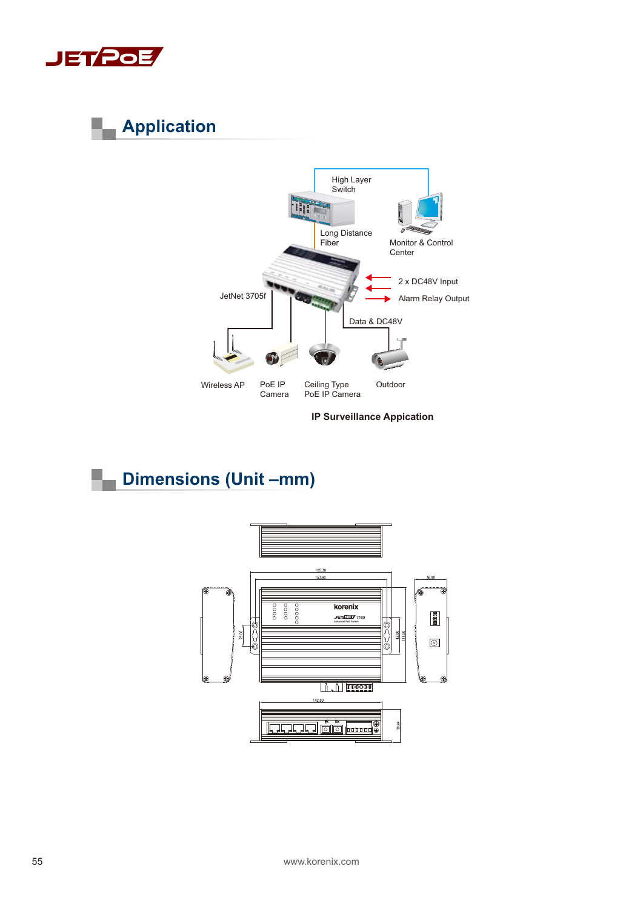## Application

High Layer Switch

Long Distance Fiber

Monitor & Control Center

2 x DC48V Input

Alarm Relay Output

JetNet 3705f

Data & DC48V

Wireless AP

PoE IP Camera

Ceiling Type PoE IP Camera

Outdoor

**IP Surveillance Appication**

## Dimensions (Unit –mm)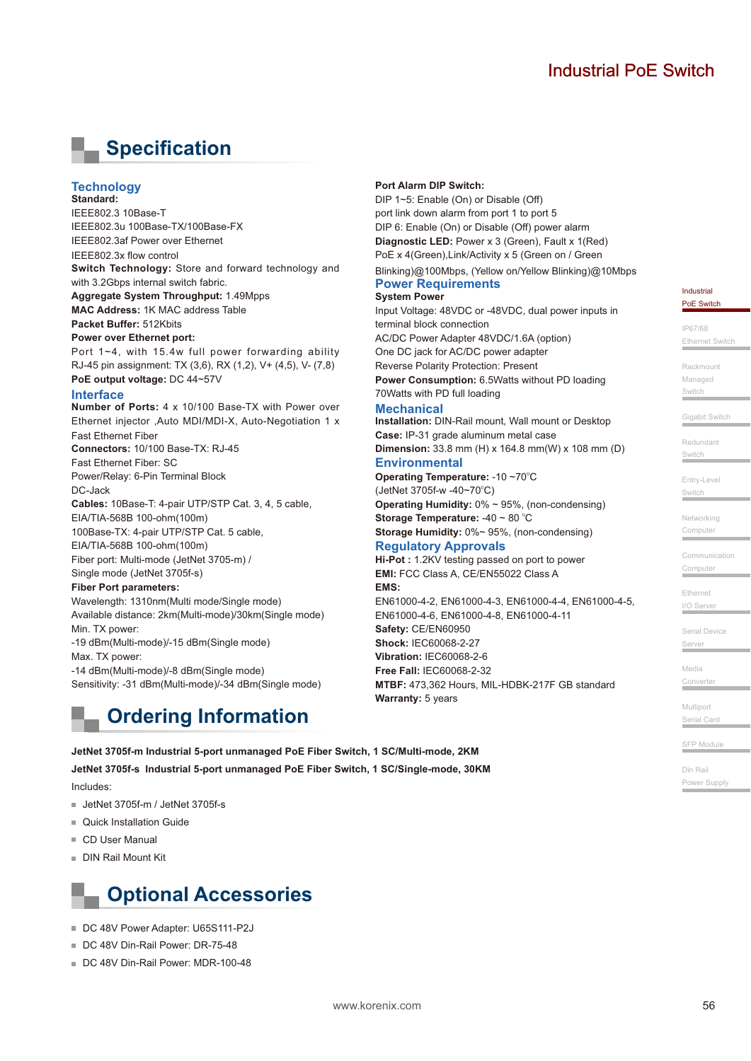# Specification

## Technology

**Standard:**
IEEE802.3 10Base-T
IEEE802.3u 100Base-TX/100Base-FX
IEEE802.3af Power over Ethernet
IEEE802.3x flow control

**Switch Technology:** Store and forward technology and with 3.2Gbps internal switch fabric.

**Aggregate System Throughput:** 1.49Mpps

**MAC Address:** 1K MAC address Table

**Packet Buffer:** 512Kbits

**Power over Ethernet port:**
Port 1~4, with 15.4w full power forwarding ability
RJ-45 pin assignment: TX (3,6), RX (1,2), V+ (4,5), V- (7,8)

**PoE output voltage:** DC 44~57V

## Interface

**Number of Ports:** 4 x 10/100 Base-TX with Power over Ethernet injector ,Auto MDI/MDI-X, Auto-Negotiation 1 x Fast Ethernet Fiber

**Connectors:** 10/100 Base-TX: RJ-45
Fast Ethernet Fiber: SC
Power/Relay: 6-Pin Terminal Block
DC-Jack

**Cables:** 10Base-T: 4-pair UTP/STP Cat. 3, 4, 5 cable, EIA/TIA-568B 100-ohm(100m)
100Base-TX: 4-pair UTP/STP Cat. 5 cable, EIA/TIA-568B 100-ohm(100m)
Fiber port: Multi-mode (JetNet 3705-m) / Single mode (JetNet 3705f-s)

**Fiber Port parameters:**
Wavelength: 1310nm(Multi mode/Single mode)
Available distance: 2km(Multi-mode)/30km(Single mode)
Min. TX power:
-19 dBm(Multi-mode)/-15 dBm(Single mode)
Max. TX power:
-14 dBm(Multi-mode)/-8 dBm(Single mode)
Sensitivity: -31 dBm(Multi-mode)/-34 dBm(Single mode)

**Port Alarm DIP Switch:**
DIP 1~5: Enable (On) or Disable (Off) port link down alarm from port 1 to port 5
DIP 6: Enable (On) or Disable (Off) power alarm

**Diagnostic LED:** Power x 3 (Green), Fault x 1(Red)
PoE x 4(Green),Link/Activity x 5 (Green on / Green Blinking)@100Mbps, (Yellow on/Yellow Blinking)@10Mbps

## Power Requirements

**System Power**
Input Voltage: 48VDC or -48VDC, dual power inputs in terminal block connection
AC/DC Power Adapter 48VDC/1.6A (option)
One DC jack for AC/DC power adapter
Reverse Polarity Protection: Present

**Power Consumption:** 6.5Watts without PD loading
70Watts with PD full loading

## Mechanical

**Installation:** DIN-Rail mount, Wall mount or Desktop

**Case:** IP-31 grade aluminum metal case

**Dimension:** 33.8 mm (H) x 164.8 mm(W) x 108 mm (D)

## Environmental

**Operating Temperature:** -10 ~70°C
(JetNet 3705f-w -40~70°C)

**Operating Humidity:** 0% ~ 95%, (non-condensing)

**Storage Temperature:** -40 ~ 80 °C

**Storage Humidity:** 0%~ 95%, (non-condensing)

## Regulatory Approvals

**Hi-Pot :** 1.2KV testing passed on port to power

**EMI:** FCC Class A, CE/EN55022 Class A

**EMS:**
EN61000-4-2, EN61000-4-3, EN61000-4-4, EN61000-4-5, EN61000-4-6, EN61000-4-8, EN61000-4-11

**Safety:** CE/EN60950

**Shock:** IEC60068-2-27

**Vibration:** IEC60068-2-6

**Free Fall:** IEC60068-2-32

**MTBF:** 473,362 Hours, MIL-HDBK-217F GB standard

**Warranty:** 5 years

# Ordering Information

**JetNet 3705f-m Industrial 5-port unmanaged PoE Fiber Switch, 1 SC/Multi-mode, 2KM**

**JetNet 3705f-s Industrial 5-port unmanaged PoE Fiber Switch, 1 SC/Single-mode, 30KM**

Includes:

- JetNet 3705f-m / JetNet 3705f-s
- Quick Installation Guide
- CD User Manual
- DIN Rail Mount Kit

# Optional Accessories

- DC 48V Power Adapter: U65S111-P2J
- DC 48V Din-Rail Power: DR-75-48
- DC 48V Din-Rail Power: MDR-100-48